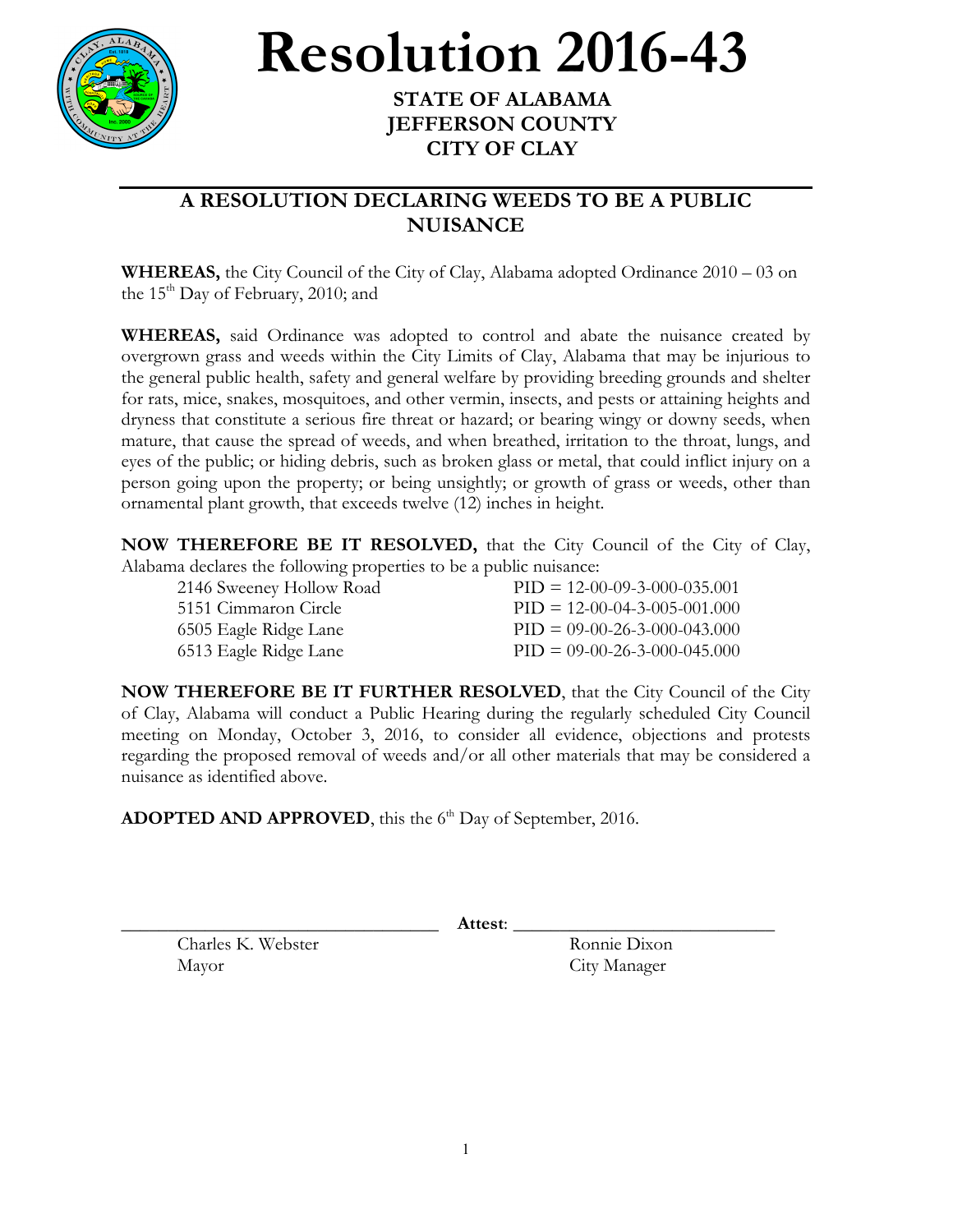# Resolution 2016-43

**STATE OF ALABAMA**
**JEFFERSON COUNTY**
**CITY OF CLAY**

## A RESOLUTION DECLARING WEEDS TO BE A PUBLIC NUISANCE

**WHEREAS,** the City Council of the City of Clay, Alabama adopted Ordinance 2010 – 03 on the 15th Day of February, 2010; and

**WHEREAS,** said Ordinance was adopted to control and abate the nuisance created by overgrown grass and weeds within the City Limits of Clay, Alabama that may be injurious to the general public health, safety and general welfare by providing breeding grounds and shelter for rats, mice, snakes, mosquitoes, and other vermin, insects, and pests or attaining heights and dryness that constitute a serious fire threat or hazard; or bearing wingy or downy seeds, when mature, that cause the spread of weeds, and when breathed, irritation to the throat, lungs, and eyes of the public; or hiding debris, such as broken glass or metal, that could inflict injury on a person going upon the property; or being unsightly; or growth of grass or weeds, other than ornamental plant growth, that exceeds twelve (12) inches in height.

**NOW THEREFORE BE IT RESOLVED,** that the City Council of the City of Clay, Alabama declares the following properties to be a public nuisance:

| | |
|---|---|
| 2146 Sweeney Hollow Road | PID = 12-00-09-3-000-035.001 |
| 5151 Cimmaron Circle | PID = 12-00-04-3-005-001.000 |
| 6505 Eagle Ridge Lane | PID = 09-00-26-3-000-043.000 |
| 6513 Eagle Ridge Lane | PID = 09-00-26-3-000-045.000 |

**NOW THEREFORE BE IT FURTHER RESOLVED**, that the City Council of the City of Clay, Alabama will conduct a Public Hearing during the regularly scheduled City Council meeting on Monday, October 3, 2016, to consider all evidence, objections and protests regarding the proposed removal of weeds and/or all other materials that may be considered a nuisance as identified above.

**ADOPTED AND APPROVED**, this the 6th Day of September, 2016.

\_\_\_\_\_\_\_\_\_\_\_\_\_\_\_\_\_\_\_\_\_\_\_\_\_\_\_\_\_\_\_\_ **Attest**: \_\_\_\_\_\_\_\_\_\_\_\_\_\_\_\_\_\_\_\_\_\_\_\_\_\_\_\_\_\_\_\_

Charles K. Webster
Mayor

Ronnie Dixon
City Manager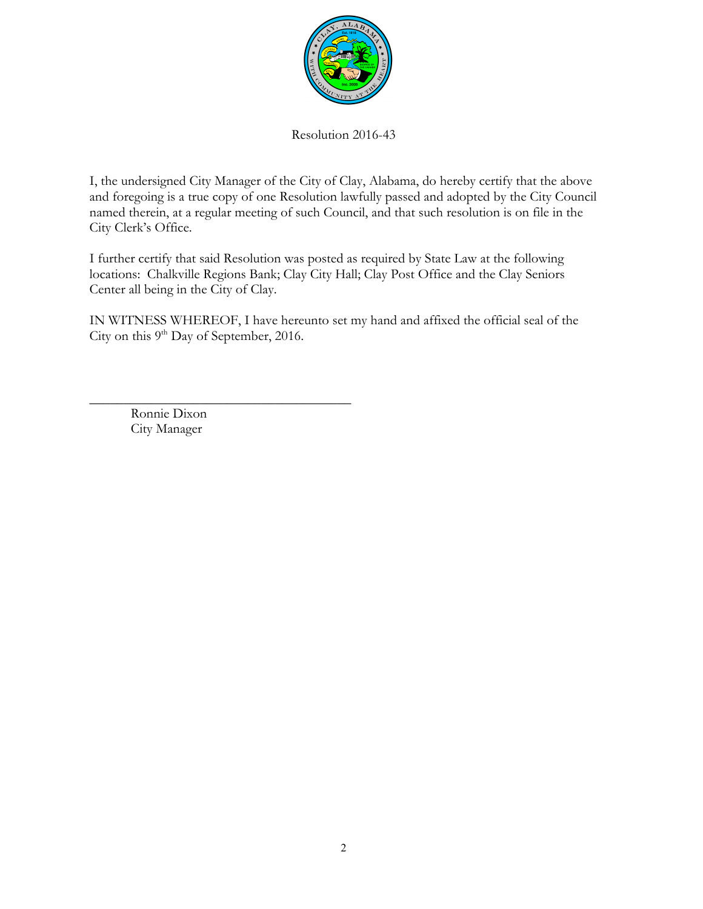Resolution 2016-43

I, the undersigned City Manager of the City of Clay, Alabama, do hereby certify that the above and foregoing is a true copy of one Resolution lawfully passed and adopted by the City Council named therein, at a regular meeting of such Council, and that such resolution is on file in the City Clerk's Office.

I further certify that said Resolution was posted as required by State Law at the following locations: Chalkville Regions Bank; Clay City Hall; Clay Post Office and the Clay Seniors Center all being in the City of Clay.

IN WITNESS WHEREOF, I have hereunto set my hand and affixed the official seal of the City on this 9th Day of September, 2016.

\_\_\_\_\_\_\_\_\_\_\_\_\_\_\_\_\_\_\_\_\_\_\_\_\_\_\_\_\_\_\_\_\_\_\_\_\_\_\_\_

Ronnie Dixon
City Manager